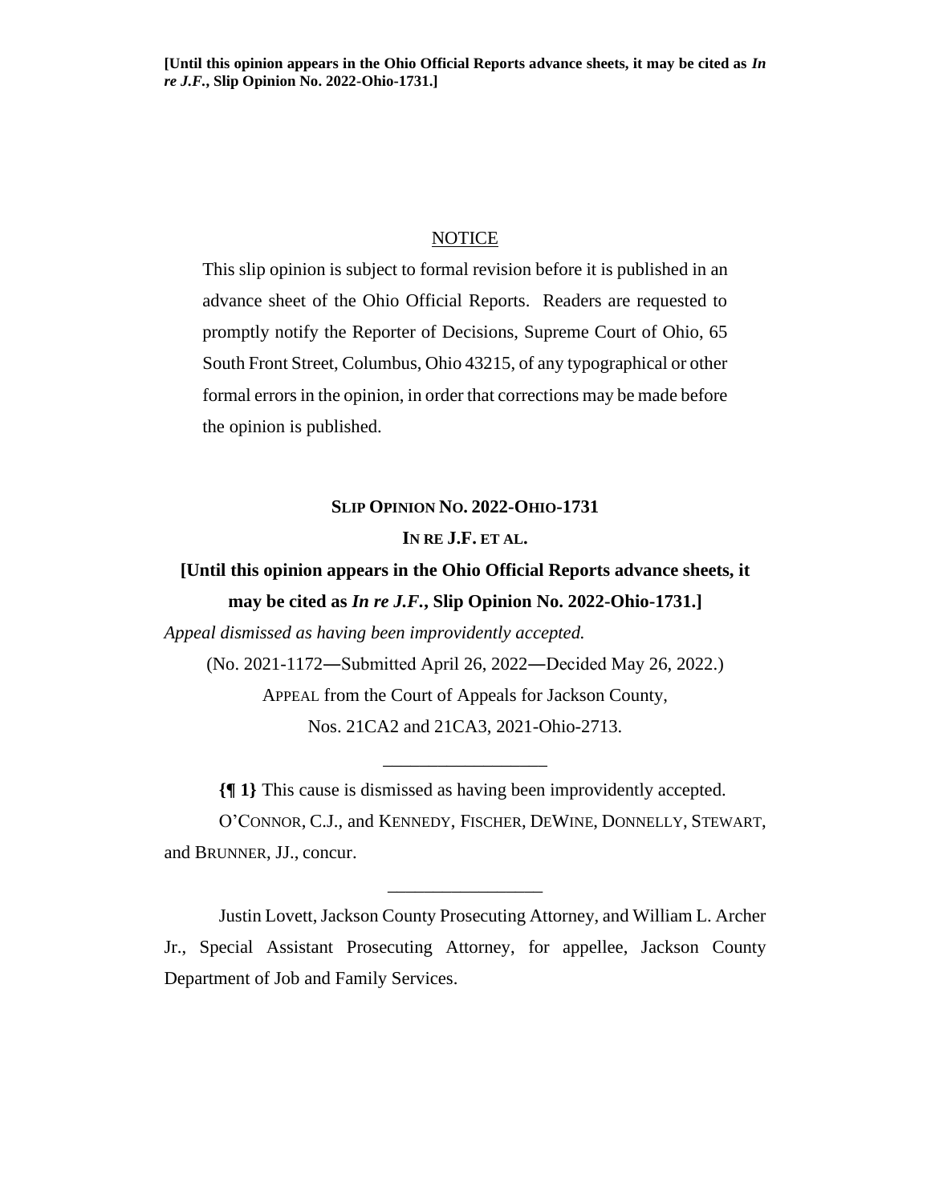**[Until this opinion appears in the Ohio Official Reports advance sheets, it may be cited as *In re J.F.*, Slip Opinion No. 2022-Ohio-1731.]**

NOTICE

This slip opinion is subject to formal revision before it is published in an advance sheet of the Ohio Official Reports. Readers are requested to promptly notify the Reporter of Decisions, Supreme Court of Ohio, 65 South Front Street, Columbus, Ohio 43215, of any typographical or other formal errors in the opinion, in order that corrections may be made before the opinion is published.

**SLIP OPINION NO. 2022-OHIO-1731**

**IN RE J.F. ET AL.**

**[Until this opinion appears in the Ohio Official Reports advance sheets, it may be cited as *In re J.F.*, Slip Opinion No. 2022-Ohio-1731.]**

*Appeal dismissed as having been improvidently accepted.*

(No. 2021-1172—Submitted April 26, 2022—Decided May 26, 2022.)

APPEAL from the Court of Appeals for Jackson County,
Nos. 21CA2 and 21CA3, 2021-Ohio-2713.

---

**{¶ 1}** This cause is dismissed as having been improvidently accepted.

O'CONNOR, C.J., and KENNEDY, FISCHER, DEWINE, DONNELLY, STEWART, and BRUNNER, JJ., concur.

---

Justin Lovett, Jackson County Prosecuting Attorney, and William L. Archer Jr., Special Assistant Prosecuting Attorney, for appellee, Jackson County Department of Job and Family Services.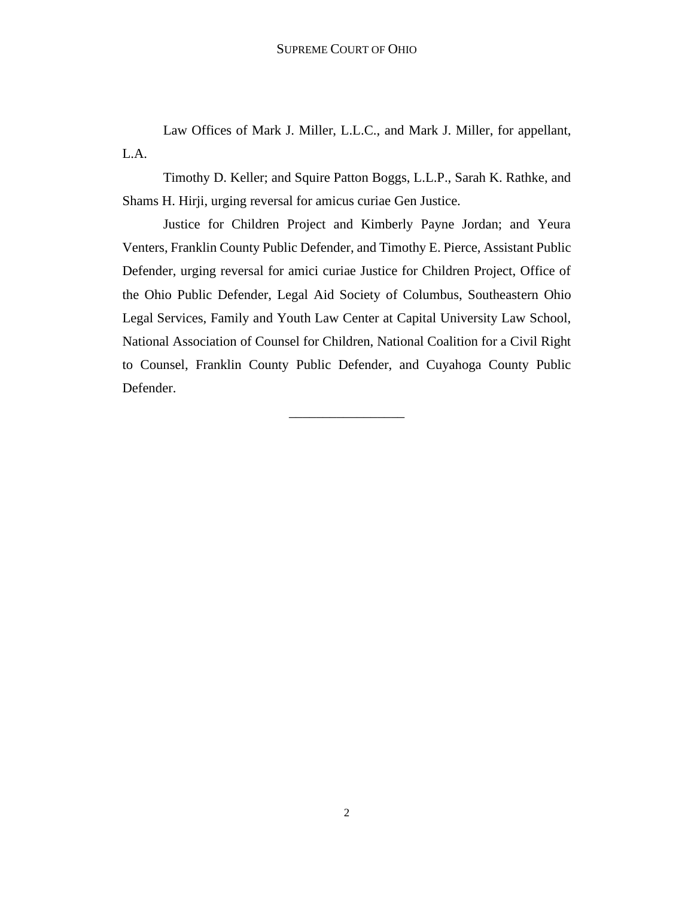Law Offices of Mark J. Miller, L.L.C., and Mark J. Miller, for appellant, L.A.

Timothy D. Keller; and Squire Patton Boggs, L.L.P., Sarah K. Rathke, and Shams H. Hirji, urging reversal for amicus curiae Gen Justice.

Justice for Children Project and Kimberly Payne Jordan; and Yeura Venters, Franklin County Public Defender, and Timothy E. Pierce, Assistant Public Defender, urging reversal for amici curiae Justice for Children Project, Office of the Ohio Public Defender, Legal Aid Society of Columbus, Southeastern Ohio Legal Services, Family and Youth Law Center at Capital University Law School, National Association of Counsel for Children, National Coalition for a Civil Right to Counsel, Franklin County Public Defender, and Cuyahoga County Public Defender.

\_\_\_\_\_\_\_\_\_\_\_\_\_\_\_\_\_